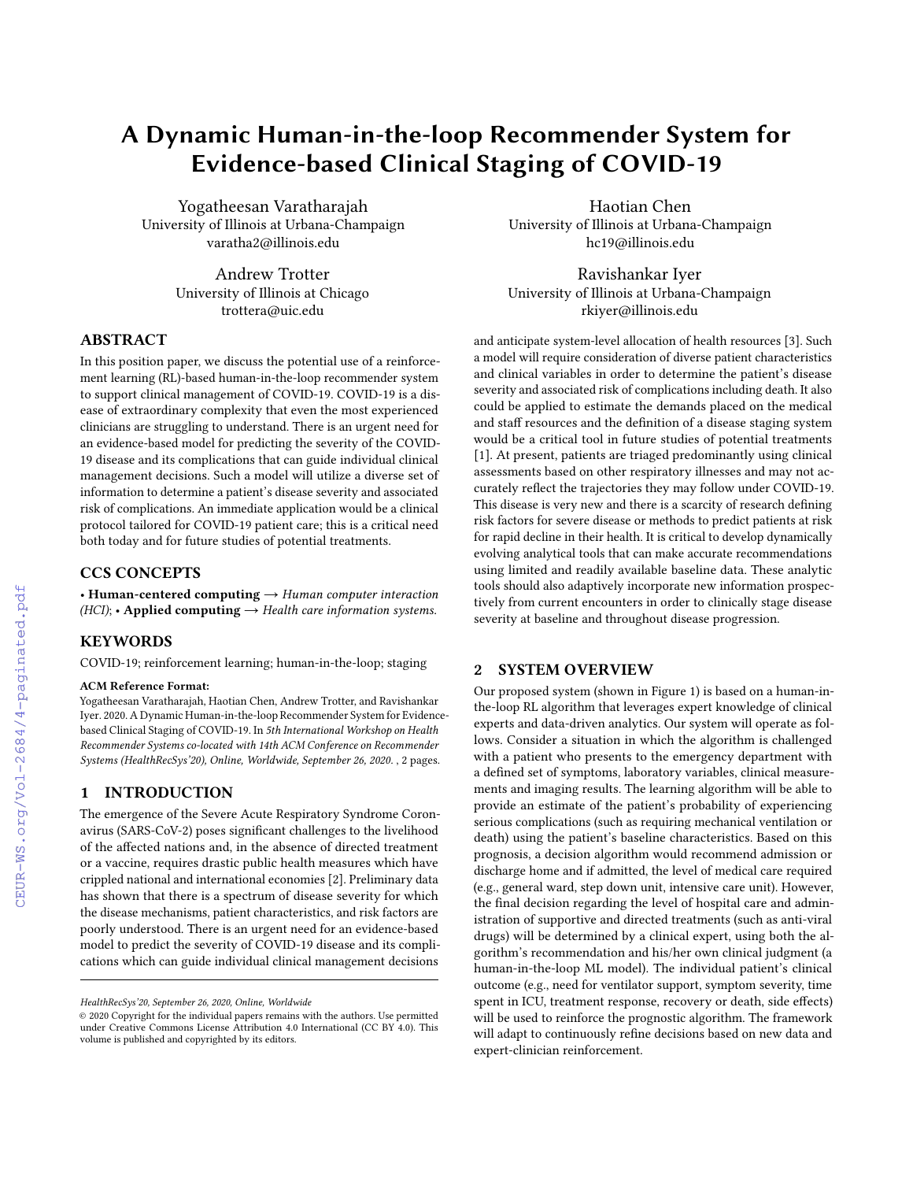# A Dynamic Human-in-the-loop Recommender System for Evidence-based Clinical Staging of COVID-19

Yogatheesan Varatharajah
University of Illinois at Urbana-Champaign
varatha2@illinois.edu

Haotian Chen
University of Illinois at Urbana-Champaign
hc19@illinois.edu

Andrew Trotter
University of Illinois at Chicago
trottera@uic.edu

Ravishankar Iyer
University of Illinois at Urbana-Champaign
rkiyer@illinois.edu

## ABSTRACT

In this position paper, we discuss the potential use of a reinforcement learning (RL)-based human-in-the-loop recommender system to support clinical management of COVID-19. COVID-19 is a disease of extraordinary complexity that even the most experienced clinicians are struggling to understand. There is an urgent need for an evidence-based model for predicting the severity of the COVID-19 disease and its complications that can guide individual clinical management decisions. Such a model will utilize a diverse set of information to determine a patient's disease severity and associated risk of complications. An immediate application would be a clinical protocol tailored for COVID-19 patient care; this is a critical need both today and for future studies of potential treatments.

## CCS CONCEPTS

• **Human-centered computing** → *Human computer interaction (HCI)*; • **Applied computing** → *Health care information systems.*

## KEYWORDS

COVID-19; reinforcement learning; human-in-the-loop; staging

**ACM Reference Format:**
Yogatheesan Varatharajah, Haotian Chen, Andrew Trotter, and Ravishankar Iyer. 2020. A Dynamic Human-in-the-loop Recommender System for Evidence-based Clinical Staging of COVID-19. In *5th International Workshop on Health Recommender Systems co-located with 14th ACM Conference on Recommender Systems (HealthRecSys'20), Online, Worldwide, September 26, 2020.* , 2 pages.

## 1 INTRODUCTION

The emergence of the Severe Acute Respiratory Syndrome Coronavirus (SARS-CoV-2) poses significant challenges to the livelihood of the affected nations and, in the absence of directed treatment or a vaccine, requires drastic public health measures which have crippled national and international economies [2]. Preliminary data has shown that there is a spectrum of disease severity for which the disease mechanisms, patient characteristics, and risk factors are poorly understood. There is an urgent need for an evidence-based model to predict the severity of COVID-19 disease and its complications which can guide individual clinical management decisions and anticipate system-level allocation of health resources [3]. Such a model will require consideration of diverse patient characteristics and clinical variables in order to determine the patient's disease severity and associated risk of complications including death. It also could be applied to estimate the demands placed on the medical and staff resources and the definition of a disease staging system would be a critical tool in future studies of potential treatments [1]. At present, patients are triaged predominantly using clinical assessments based on other respiratory illnesses and may not accurately reflect the trajectories they may follow under COVID-19. This disease is very new and there is a scarcity of research defining risk factors for severe disease or methods to predict patients at risk for rapid decline in their health. It is critical to develop dynamically evolving analytical tools that can make accurate recommendations using limited and readily available baseline data. These analytic tools should also adaptively incorporate new information prospectively from current encounters in order to clinically stage disease severity at baseline and throughout disease progression.

*HealthRecSys'20, September 26, 2020, Online, Worldwide*
© 2020 Copyright for the individual papers remains with the authors. Use permitted under Creative Commons License Attribution 4.0 International (CC BY 4.0). This volume is published and copyrighted by its editors.

## 2 SYSTEM OVERVIEW

Our proposed system (shown in Figure 1) is based on a human-in-the-loop RL algorithm that leverages expert knowledge of clinical experts and data-driven analytics. Our system will operate as follows. Consider a situation in which the algorithm is challenged with a patient who presents to the emergency department with a defined set of symptoms, laboratory variables, clinical measurements and imaging results. The learning algorithm will be able to provide an estimate of the patient's probability of experiencing serious complications (such as requiring mechanical ventilation or death) using the patient's baseline characteristics. Based on this prognosis, a decision algorithm would recommend admission or discharge home and if admitted, the level of medical care required (e.g., general ward, step down unit, intensive care unit). However, the final decision regarding the level of hospital care and administration of supportive and directed treatments (such as anti-viral drugs) will be determined by a clinical expert, using both the algorithm's recommendation and his/her own clinical judgment (a human-in-the-loop ML model). The individual patient's clinical outcome (e.g., need for ventilator support, symptom severity, time spent in ICU, treatment response, recovery or death, side effects) will be used to reinforce the prognostic algorithm. The framework will adapt to continuously refine decisions based on new data and expert-clinician reinforcement.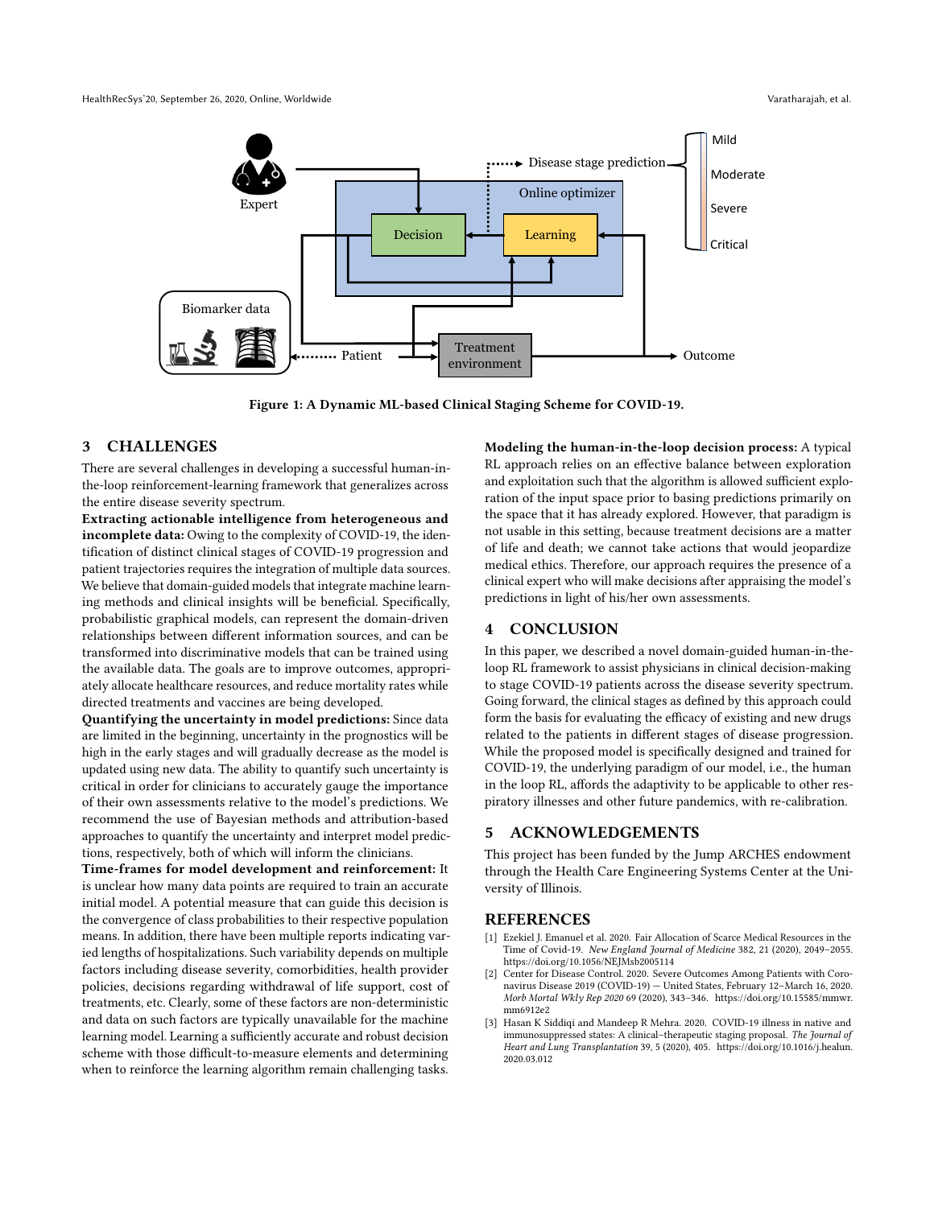Expert

Disease stage prediction

Mild

Moderate

Severe

Critical

Online optimizer

Decision

Learning

Biomarker data

Patient

Treatment environment

Outcome

Figure 1: A Dynamic ML-based Clinical Staging Scheme for COVID-19.

## 3 CHALLENGES

There are several challenges in developing a successful human-in-the-loop reinforcement-learning framework that generalizes across the entire disease severity spectrum.

**Extracting actionable intelligence from heterogeneous and incomplete data:** Owing to the complexity of COVID-19, the identification of distinct clinical stages of COVID-19 progression and patient trajectories requires the integration of multiple data sources. We believe that domain-guided models that integrate machine learning methods and clinical insights will be beneficial. Specifically, probabilistic graphical models, can represent the domain-driven relationships between different information sources, and can be transformed into discriminative models that can be trained using the available data. The goals are to improve outcomes, appropriately allocate healthcare resources, and reduce mortality rates while directed treatments and vaccines are being developed.

**Quantifying the uncertainty in model predictions:** Since data are limited in the beginning, uncertainty in the prognostics will be high in the early stages and will gradually decrease as the model is updated using new data. The ability to quantify such uncertainty is critical in order for clinicians to accurately gauge the importance of their own assessments relative to the model's predictions. We recommend the use of Bayesian methods and attribution-based approaches to quantify the uncertainty and interpret model predictions, respectively, both of which will inform the clinicians.

**Time-frames for model development and reinforcement:** It is unclear how many data points are required to train an accurate initial model. A potential measure that can guide this decision is the convergence of class probabilities to their respective population means. In addition, there have been multiple reports indicating varied lengths of hospitalizations. Such variability depends on multiple factors including disease severity, comorbidities, health provider policies, decisions regarding withdrawal of life support, cost of treatments, etc. Clearly, some of these factors are non-deterministic and data on such factors are typically unavailable for the machine learning model. Learning a sufficiently accurate and robust decision scheme with those difficult-to-measure elements and determining when to reinforce the learning algorithm remain challenging tasks.

**Modeling the human-in-the-loop decision process:** A typical RL approach relies on an effective balance between exploration and exploitation such that the algorithm is allowed sufficient exploration of the input space prior to basing predictions primarily on the space that it has already explored. However, that paradigm is not usable in this setting, because treatment decisions are a matter of life and death; we cannot take actions that would jeopardize medical ethics. Therefore, our approach requires the presence of a clinical expert who will make decisions after appraising the model's predictions in light of his/her own assessments.

## 4 CONCLUSION

In this paper, we described a novel domain-guided human-in-the-loop RL framework to assist physicians in clinical decision-making to stage COVID-19 patients across the disease severity spectrum. Going forward, the clinical stages as defined by this approach could form the basis for evaluating the efficacy of existing and new drugs related to the patients in different stages of disease progression. While the proposed model is specifically designed and trained for COVID-19, the underlying paradigm of our model, i.e., the human in the loop RL, affords the adaptivity to be applicable to other respiratory illnesses and other future pandemics, with re-calibration.

## 5 ACKNOWLEDGEMENTS

This project has been funded by the Jump ARCHES endowment through the Health Care Engineering Systems Center at the University of Illinois.

## REFERENCES

[1] Ezekiel J. Emanuel et al. 2020. Fair Allocation of Scarce Medical Resources in the Time of Covid-19. *New England Journal of Medicine* 382, 21 (2020), 2049–2055. https://doi.org/10.1056/NEJMsb2005114

[2] Center for Disease Control. 2020. Severe Outcomes Among Patients with Coronavirus Disease 2019 (COVID-19) — United States, February 12–March 16, 2020. *Morb Mortal Wkly Rep 2020* 69 (2020), 343–346. https://doi.org/10.15585/mmwr.mm6912e2

[3] Hasan K Siddiqi and Mandeep R Mehra. 2020. COVID-19 illness in native and immunosuppressed states: A clinical–therapeutic staging proposal. *The Journal of Heart and Lung Transplantation* 39, 5 (2020), 405. https://doi.org/10.1016/j.healun.2020.03.012